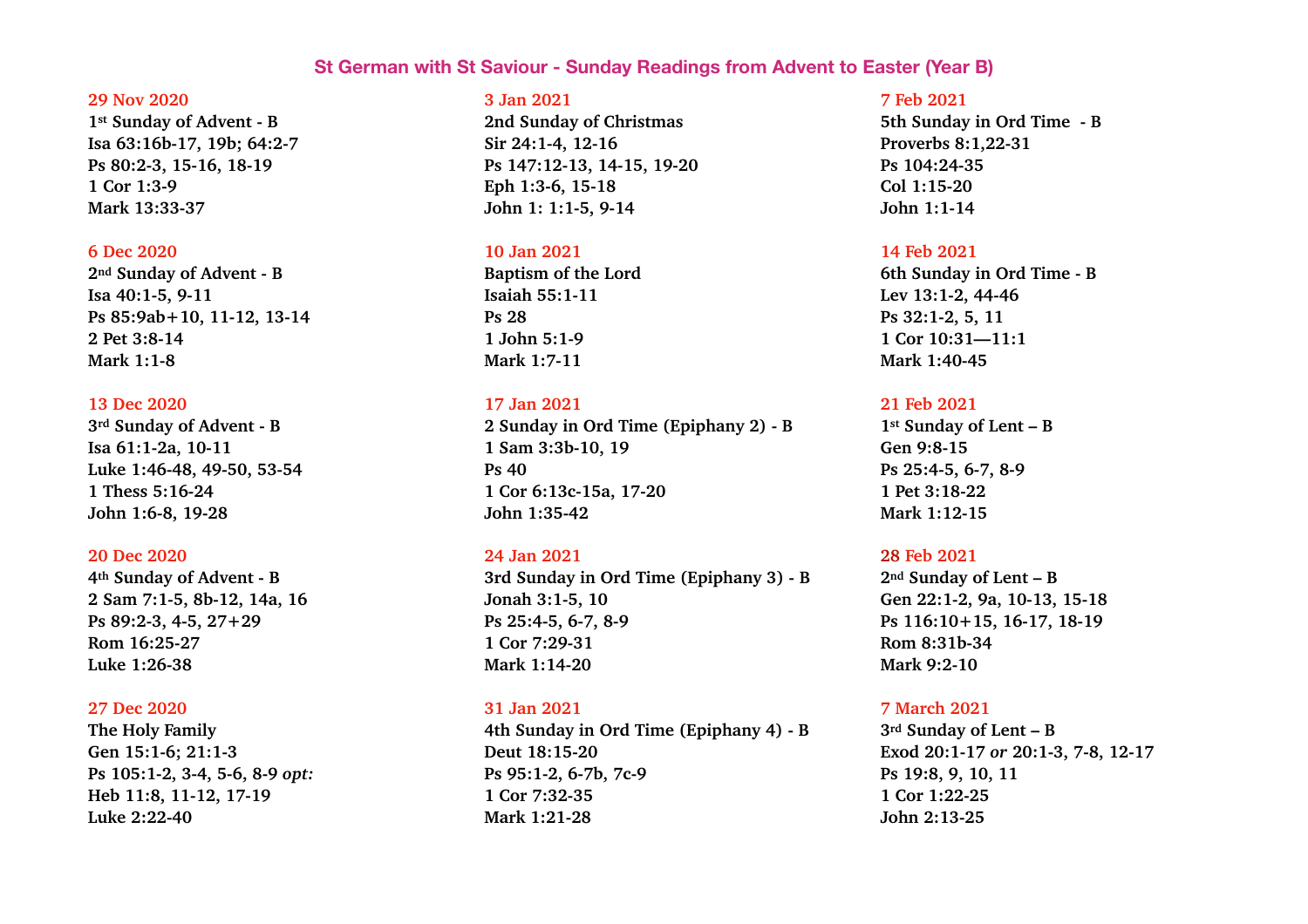## St German with St Saviour - Sunday Readings from Advent to Easter (Year B)

**29 Nov 2020**
**1st Sunday of Advent - B**
**Isa 63:16b-17, 19b; 64:2-7**
**Ps 80:2-3, 15-16, 18-19**
**1 Cor 1:3-9**
**Mark 13:33-37**

**6 Dec 2020**
**2nd Sunday of Advent - B**
**Isa 40:1-5, 9-11**
**Ps 85:9ab+10, 11-12, 13-14**
**2 Pet 3:8-14**
**Mark 1:1-8**

**13 Dec 2020**
**3rd Sunday of Advent - B**
**Isa 61:1-2a, 10-11**
**Luke 1:46-48, 49-50, 53-54**
**1 Thess 5:16-24**
**John 1:6-8, 19-28**

**20 Dec 2020**
**4th Sunday of Advent - B**
**2 Sam 7:1-5, 8b-12, 14a, 16**
**Ps 89:2-3, 4-5, 27+29**
**Rom 16:25-27**
**Luke 1:26-38**

**27 Dec 2020**
**The Holy Family**
**Gen 15:1-6; 21:1-3**
**Ps 105:1-2, 3-4, 5-6, 8-9** ***opt:***
**Heb 11:8, 11-12, 17-19**
**Luke 2:22-40**

**3 Jan 2021**
**2nd Sunday of Christmas**
**Sir 24:1-4, 12-16**
**Ps 147:12-13, 14-15, 19-20**
**Eph 1:3-6, 15-18**
**John 1: 1:1-5, 9-14**

**10 Jan 2021**
**Baptism of the Lord**
**Isaiah 55:1-11**
**Ps 28**
**1 John 5:1-9**
**Mark 1:7-11**

**17 Jan 2021**
**2 Sunday in Ord Time (Epiphany 2) - B**
**1 Sam 3:3b-10, 19**
**Ps 40**
**1 Cor 6:13c-15a, 17-20**
**John 1:35-42**

**24 Jan 2021**
**3rd Sunday in Ord Time (Epiphany 3) - B**
**Jonah 3:1-5, 10**
**Ps 25:4-5, 6-7, 8-9**
**1 Cor 7:29-31**
**Mark 1:14-20**

**31 Jan 2021**
**4th Sunday in Ord Time (Epiphany 4) - B**
**Deut 18:15-20**
**Ps 95:1-2, 6-7b, 7c-9**
**1 Cor 7:32-35**
**Mark 1:21-28**

**7 Feb 2021**
**5th Sunday in Ord Time - B**
**Proverbs 8:1,22-31**
**Ps 104:24-35**
**Col 1:15-20**
**John 1:1-14**

**14 Feb 2021**
**6th Sunday in Ord Time - B**
**Lev 13:1-2, 44-46**
**Ps 32:1-2, 5, 11**
**1 Cor 10:31—11:1**
**Mark 1:40-45**

**21 Feb 2021**
**1st Sunday of Lent – B**
**Gen 9:8-15**
**Ps 25:4-5, 6-7, 8-9**
**1 Pet 3:18-22**
**Mark 1:12-15**

**28 Feb 2021**
**2nd Sunday of Lent – B**
**Gen 22:1-2, 9a, 10-13, 15-18**
**Ps 116:10+15, 16-17, 18-19**
**Rom 8:31b-34**
**Mark 9:2-10**

**7 March 2021**
**3rd Sunday of Lent – B**
**Exod 20:1-17** ***or*** **20:1-3, 7-8, 12-17**
**Ps 19:8, 9, 10, 11**
**1 Cor 1:22-25**
**John 2:13-25**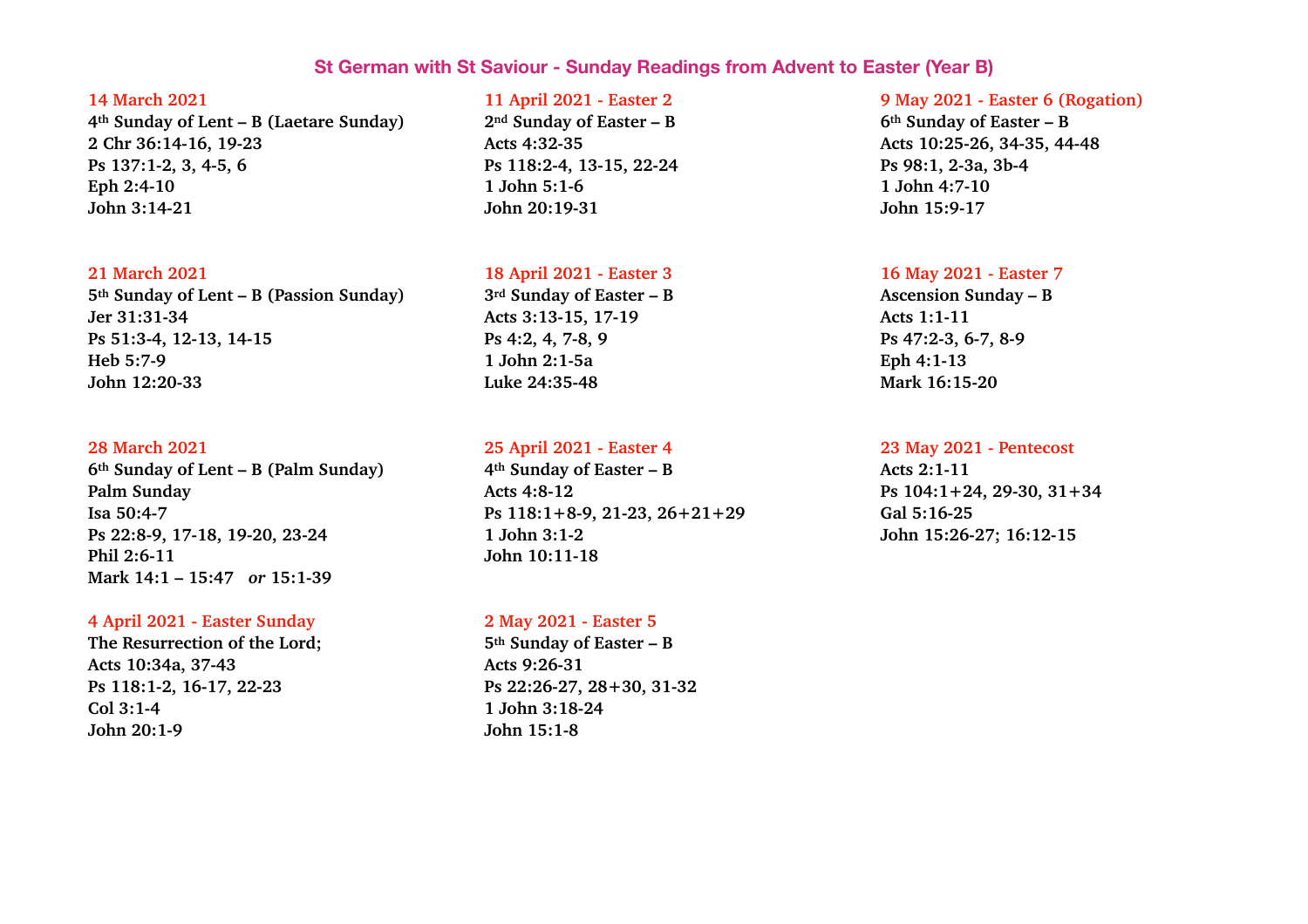## St German with St Saviour - Sunday Readings from Advent to Easter (Year B)

**14 March 2021**
**4th Sunday of Lent – B (Laetare Sunday)**
**2 Chr 36:14-16, 19-23**
**Ps 137:1-2, 3, 4-5, 6**
**Eph 2:4-10**
**John 3:14-21**

**21 March 2021**
**5th Sunday of Lent – B (Passion Sunday)**
**Jer 31:31-34**
**Ps 51:3-4, 12-13, 14-15**
**Heb 5:7-9**
**John 12:20-33**

**28 March 2021**
**6th Sunday of Lent – B (Palm Sunday)**
**Palm Sunday**
**Isa 50:4-7**
**Ps 22:8-9, 17-18, 19-20, 23-24**
**Phil 2:6-11**
**Mark 14:1 – 15:47** ***or*** **15:1-39**

**4 April 2021 - Easter Sunday**
**The Resurrection of the Lord;**
**Acts 10:34a, 37-43**
**Ps 118:1-2, 16-17, 22-23**
**Col 3:1-4**
**John 20:1-9**

**11 April 2021 - Easter 2**
**2nd Sunday of Easter – B**
**Acts 4:32-35**
**Ps 118:2-4, 13-15, 22-24**
**1 John 5:1-6**
**John 20:19-31**

**18 April 2021 - Easter 3**
**3rd Sunday of Easter – B**
**Acts 3:13-15, 17-19**
**Ps 4:2, 4, 7-8, 9**
**1 John 2:1-5a**
**Luke 24:35-48**

**25 April 2021 - Easter 4**
**4th Sunday of Easter – B**
**Acts 4:8-12**
**Ps 118:1+8-9, 21-23, 26+21+29**
**1 John 3:1-2**
**John 10:11-18**

**2 May 2021 - Easter 5**
**5th Sunday of Easter – B**
**Acts 9:26-31**
**Ps 22:26-27, 28+30, 31-32**
**1 John 3:18-24**
**John 15:1-8**

**9 May 2021 - Easter 6 (Rogation)**
**6th Sunday of Easter – B**
**Acts 10:25-26, 34-35, 44-48**
**Ps 98:1, 2-3a, 3b-4**
**1 John 4:7-10**
**John 15:9-17**

**16 May 2021 - Easter 7**
**Ascension Sunday – B**
**Acts 1:1-11**
**Ps 47:2-3, 6-7, 8-9**
**Eph 4:1-13**
**Mark 16:15-20**

**23 May 2021 - Pentecost**
**Acts 2:1-11**
**Ps 104:1+24, 29-30, 31+34**
**Gal 5:16-25**
**John 15:26-27; 16:12-15**